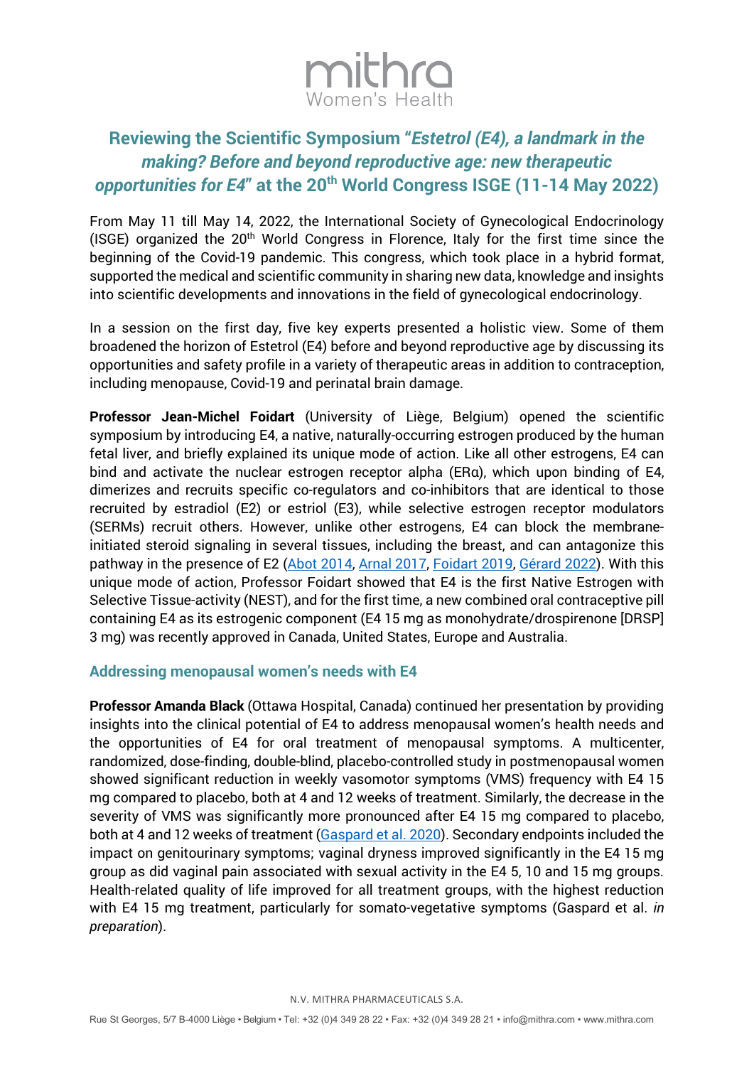# Reviewing the Scientific Symposium "*Estetrol (E4), a landmark in the making? Before and beyond reproductive age: new therapeutic opportunities for E4*" at the 20th World Congress ISGE (11-14 May 2022)

From May 11 till May 14, 2022, the International Society of Gynecological Endocrinology (ISGE) organized the 20th World Congress in Florence, Italy for the first time since the beginning of the Covid-19 pandemic. This congress, which took place in a hybrid format, supported the medical and scientific community in sharing new data, knowledge and insights into scientific developments and innovations in the field of gynecological endocrinology.

In a session on the first day, five key experts presented a holistic view. Some of them broadened the horizon of Estetrol (E4) before and beyond reproductive age by discussing its opportunities and safety profile in a variety of therapeutic areas in addition to contraception, including menopause, Covid-19 and perinatal brain damage.

**Professor Jean-Michel Foidart** (University of Liège, Belgium) opened the scientific symposium by introducing E4, a native, naturally-occurring estrogen produced by the human fetal liver, and briefly explained its unique mode of action. Like all other estrogens, E4 can bind and activate the nuclear estrogen receptor alpha (ERα), which upon binding of E4, dimerizes and recruits specific co-regulators and co-inhibitors that are identical to those recruited by estradiol (E2) or estriol (E3), while selective estrogen receptor modulators (SERMs) recruit others. However, unlike other estrogens, E4 can block the membrane-initiated steroid signaling in several tissues, including the breast, and can antagonize this pathway in the presence of E2 (Abot 2014, Arnal 2017, Foidart 2019, Gérard 2022). With this unique mode of action, Professor Foidart showed that E4 is the first Native Estrogen with Selective Tissue-activity (NEST), and for the first time, a new combined oral contraceptive pill containing E4 as its estrogenic component (E4 15 mg as monohydrate/drospirenone [DRSP] 3 mg) was recently approved in Canada, United States, Europe and Australia.

## Addressing menopausal women's needs with E4

**Professor Amanda Black** (Ottawa Hospital, Canada) continued her presentation by providing insights into the clinical potential of E4 to address menopausal women's health needs and the opportunities of E4 for oral treatment of menopausal symptoms. A multicenter, randomized, dose-finding, double-blind, placebo-controlled study in postmenopausal women showed significant reduction in weekly vasomotor symptoms (VMS) frequency with E4 15 mg compared to placebo, both at 4 and 12 weeks of treatment. Similarly, the decrease in the severity of VMS was significantly more pronounced after E4 15 mg compared to placebo, both at 4 and 12 weeks of treatment (Gaspard et al. 2020). Secondary endpoints included the impact on genitourinary symptoms; vaginal dryness improved significantly in the E4 15 mg group as did vaginal pain associated with sexual activity in the E4 5, 10 and 15 mg groups. Health-related quality of life improved for all treatment groups, with the highest reduction with E4 15 mg treatment, particularly for somato-vegetative symptoms (Gaspard et al. *in preparation*).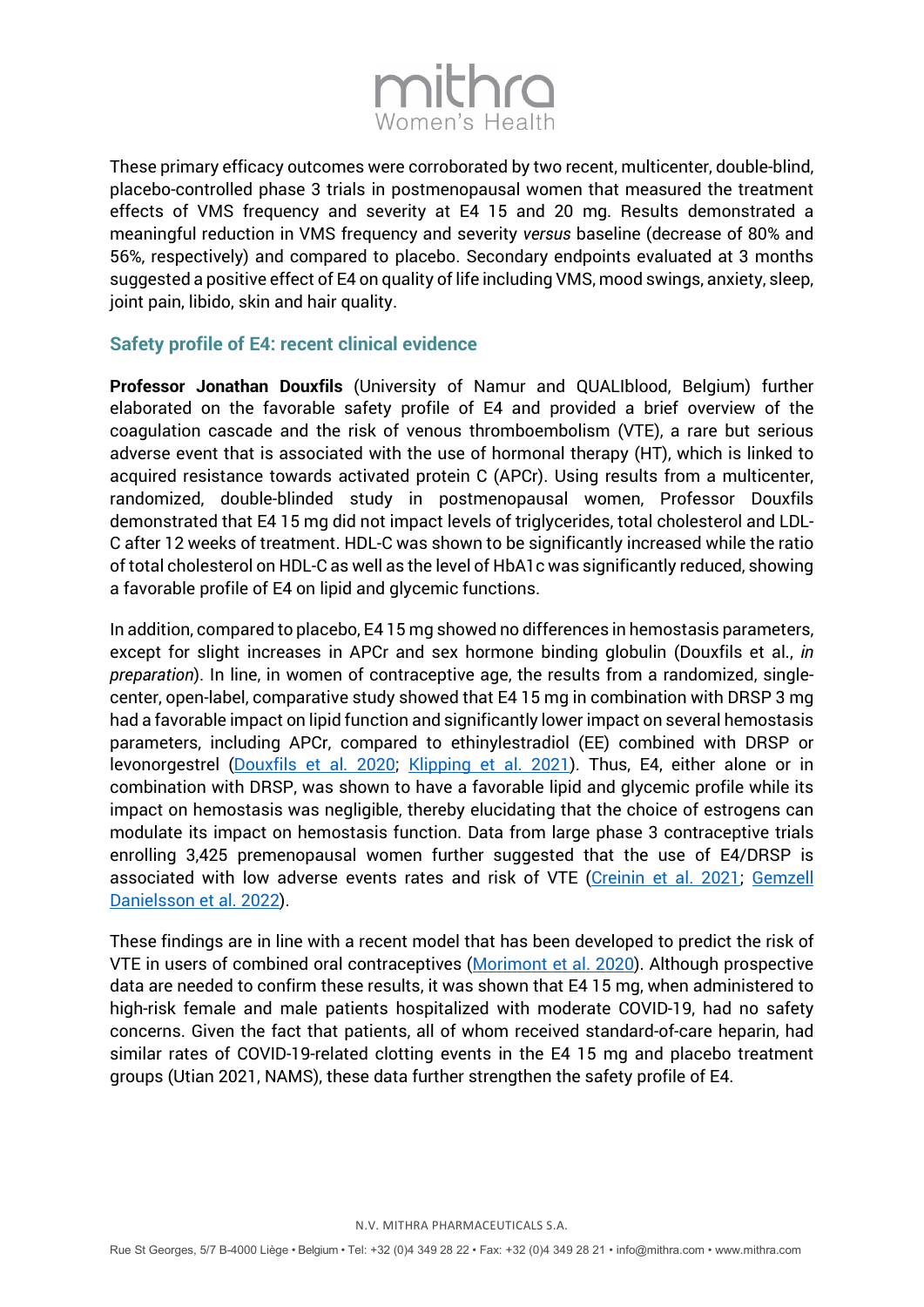These primary efficacy outcomes were corroborated by two recent, multicenter, double-blind, placebo-controlled phase 3 trials in postmenopausal women that measured the treatment effects of VMS frequency and severity at E4 15 and 20 mg. Results demonstrated a meaningful reduction in VMS frequency and severity *versus* baseline (decrease of 80% and 56%, respectively) and compared to placebo. Secondary endpoints evaluated at 3 months suggested a positive effect of E4 on quality of life including VMS, mood swings, anxiety, sleep, joint pain, libido, skin and hair quality.

## Safety profile of E4: recent clinical evidence

**Professor Jonathan Douxfils** (University of Namur and QUALIblood, Belgium) further elaborated on the favorable safety profile of E4 and provided a brief overview of the coagulation cascade and the risk of venous thromboembolism (VTE), a rare but serious adverse event that is associated with the use of hormonal therapy (HT), which is linked to acquired resistance towards activated protein C (APCr). Using results from a multicenter, randomized, double-blinded study in postmenopausal women, Professor Douxfils demonstrated that E4 15 mg did not impact levels of triglycerides, total cholesterol and LDL-C after 12 weeks of treatment. HDL-C was shown to be significantly increased while the ratio of total cholesterol on HDL-C as well as the level of HbA1c was significantly reduced, showing a favorable profile of E4 on lipid and glycemic functions.

In addition, compared to placebo, E4 15 mg showed no differences in hemostasis parameters, except for slight increases in APCr and sex hormone binding globulin (Douxfils et al., *in preparation*). In line, in women of contraceptive age, the results from a randomized, single-center, open-label, comparative study showed that E4 15 mg in combination with DRSP 3 mg had a favorable impact on lipid function and significantly lower impact on several hemostasis parameters, including APCr, compared to ethinylestradiol (EE) combined with DRSP or levonorgestrel (Douxfils et al. 2020; Klipping et al. 2021). Thus, E4, either alone or in combination with DRSP, was shown to have a favorable lipid and glycemic profile while its impact on hemostasis was negligible, thereby elucidating that the choice of estrogens can modulate its impact on hemostasis function. Data from large phase 3 contraceptive trials enrolling 3,425 premenopausal women further suggested that the use of E4/DRSP is associated with low adverse events rates and risk of VTE (Creinin et al. 2021; Gemzell Danielsson et al. 2022).

These findings are in line with a recent model that has been developed to predict the risk of VTE in users of combined oral contraceptives (Morimont et al. 2020). Although prospective data are needed to confirm these results, it was shown that E4 15 mg, when administered to high-risk female and male patients hospitalized with moderate COVID-19, had no safety concerns. Given the fact that patients, all of whom received standard-of-care heparin, had similar rates of COVID-19-related clotting events in the E4 15 mg and placebo treatment groups (Utian 2021, NAMS), these data further strengthen the safety profile of E4.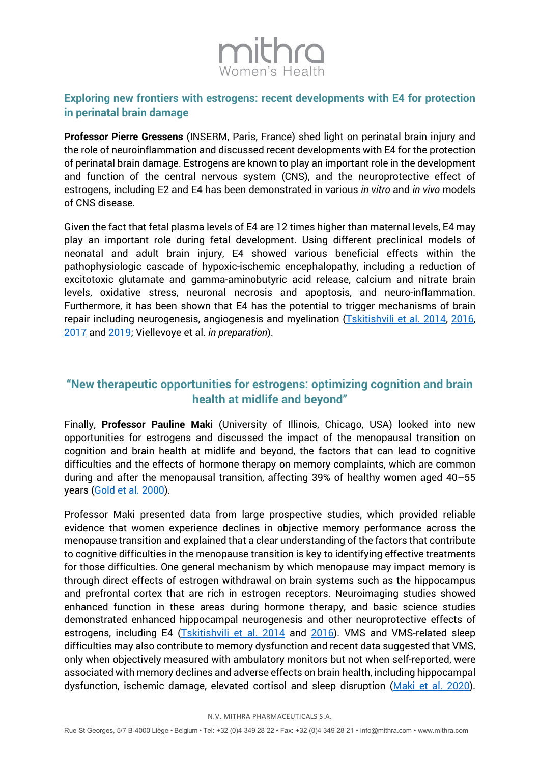## Exploring new frontiers with estrogens: recent developments with E4 for protection in perinatal brain damage

**Professor Pierre Gressens** (INSERM, Paris, France) shed light on perinatal brain injury and the role of neuroinflammation and discussed recent developments with E4 for the protection of perinatal brain damage. Estrogens are known to play an important role in the development and function of the central nervous system (CNS), and the neuroprotective effect of estrogens, including E2 and E4 has been demonstrated in various *in vitro* and *in vivo* models of CNS disease.

Given the fact that fetal plasma levels of E4 are 12 times higher than maternal levels, E4 may play an important role during fetal development. Using different preclinical models of neonatal and adult brain injury, E4 showed various beneficial effects within the pathophysiologic cascade of hypoxic-ischemic encephalopathy, including a reduction of excitotoxic glutamate and gamma-aminobutyric acid release, calcium and nitrate brain levels, oxidative stress, neuronal necrosis and apoptosis, and neuro-inflammation. Furthermore, it has been shown that E4 has the potential to trigger mechanisms of brain repair including neurogenesis, angiogenesis and myelination (Tskitishvili et al. 2014, 2016, 2017 and 2019; Viellevoye et al. *in preparation*).

## "New therapeutic opportunities for estrogens: optimizing cognition and brain health at midlife and beyond"

Finally, **Professor Pauline Maki** (University of Illinois, Chicago, USA) looked into new opportunities for estrogens and discussed the impact of the menopausal transition on cognition and brain health at midlife and beyond, the factors that can lead to cognitive difficulties and the effects of hormone therapy on memory complaints, which are common during and after the menopausal transition, affecting 39% of healthy women aged 40–55 years (Gold et al. 2000).

Professor Maki presented data from large prospective studies, which provided reliable evidence that women experience declines in objective memory performance across the menopause transition and explained that a clear understanding of the factors that contribute to cognitive difficulties in the menopause transition is key to identifying effective treatments for those difficulties. One general mechanism by which menopause may impact memory is through direct effects of estrogen withdrawal on brain systems such as the hippocampus and prefrontal cortex that are rich in estrogen receptors. Neuroimaging studies showed enhanced function in these areas during hormone therapy, and basic science studies demonstrated enhanced hippocampal neurogenesis and other neuroprotective effects of estrogens, including E4 (Tskitishvili et al. 2014 and 2016). VMS and VMS-related sleep difficulties may also contribute to memory dysfunction and recent data suggested that VMS, only when objectively measured with ambulatory monitors but not when self-reported, were associated with memory declines and adverse effects on brain health, including hippocampal dysfunction, ischemic damage, elevated cortisol and sleep disruption (Maki et al. 2020).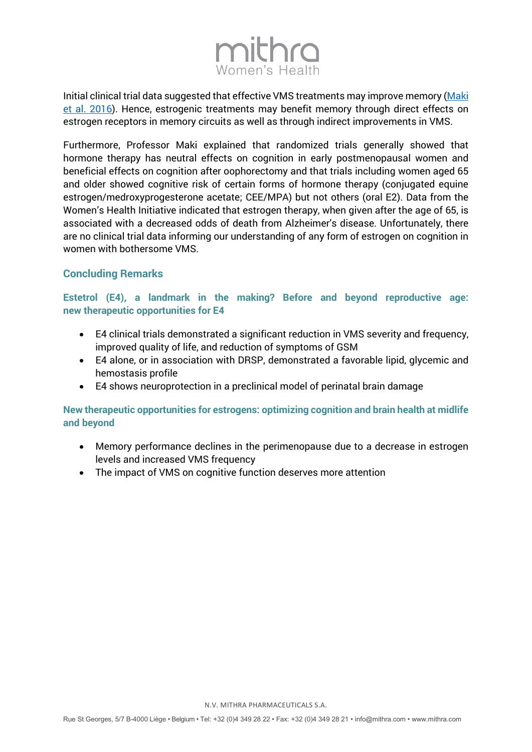Initial clinical trial data suggested that effective VMS treatments may improve memory (Maki et al. 2016). Hence, estrogenic treatments may benefit memory through direct effects on estrogen receptors in memory circuits as well as through indirect improvements in VMS.

Furthermore, Professor Maki explained that randomized trials generally showed that hormone therapy has neutral effects on cognition in early postmenopausal women and beneficial effects on cognition after oophorectomy and that trials including women aged 65 and older showed cognitive risk of certain forms of hormone therapy (conjugated equine estrogen/medroxyprogesterone acetate; CEE/MPA) but not others (oral E2). Data from the Women's Health Initiative indicated that estrogen therapy, when given after the age of 65, is associated with a decreased odds of death from Alzheimer's disease. Unfortunately, there are no clinical trial data informing our understanding of any form of estrogen on cognition in women with bothersome VMS.

## Concluding Remarks

### Estetrol (E4), a landmark in the making? Before and beyond reproductive age: new therapeutic opportunities for E4

- E4 clinical trials demonstrated a significant reduction in VMS severity and frequency, improved quality of life, and reduction of symptoms of GSM
- E4 alone, or in association with DRSP, demonstrated a favorable lipid, glycemic and hemostasis profile
- E4 shows neuroprotection in a preclinical model of perinatal brain damage

### New therapeutic opportunities for estrogens: optimizing cognition and brain health at midlife and beyond

- Memory performance declines in the perimenopause due to a decrease in estrogen levels and increased VMS frequency
- The impact of VMS on cognitive function deserves more attention